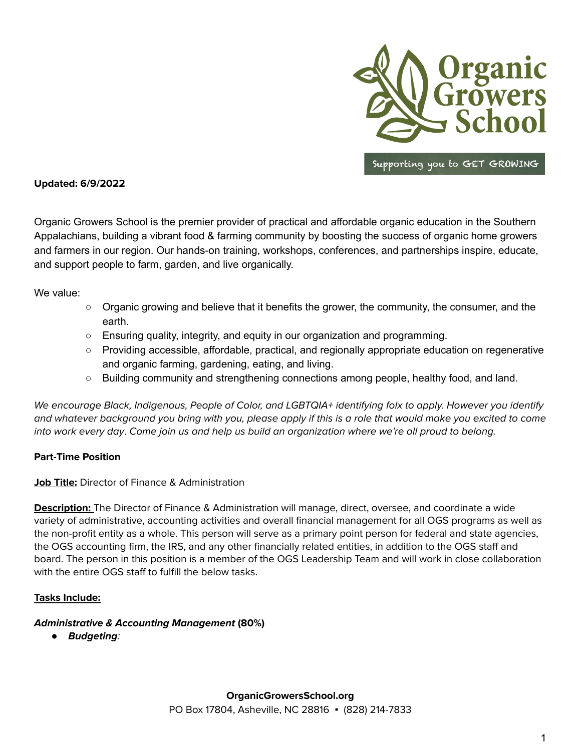Organic Growers School

Supporting you to GET GROWING

**Updated: 6/9/2022**

Organic Growers School is the premier provider of practical and affordable organic education in the Southern Appalachians, building a vibrant food & farming community by boosting the success of organic home growers and farmers in our region. Our hands-on training, workshops, conferences, and partnerships inspire, educate, and support people to farm, garden, and live organically.

We value:

- Organic growing and believe that it benefits the grower, the community, the consumer, and the earth.
- Ensuring quality, integrity, and equity in our organization and programming.
- Providing accessible, affordable, practical, and regionally appropriate education on regenerative and organic farming, gardening, eating, and living.
- Building community and strengthening connections among people, healthy food, and land.

*We encourage Black, Indigenous, People of Color, and LGBTQIA+ identifying folx to apply. However you identify and whatever background you bring with you, please apply if this is a role that would make you excited to come into work every day. Come join us and help us build an organization where we're all proud to belong.*

**Part-Time Position**

**Job Title:** Director of Finance & Administration

**Description:** The Director of Finance & Administration will manage, direct, oversee, and coordinate a wide variety of administrative, accounting activities and overall financial management for all OGS programs as well as the non-profit entity as a whole. This person will serve as a primary point person for federal and state agencies, the OGS accounting firm, the IRS, and any other financially related entities, in addition to the OGS staff and board. The person in this position is a member of the OGS Leadership Team and will work in close collaboration with the entire OGS staff to fulfill the below tasks.

**Tasks Include:**

***Administrative & Accounting Management*** **(80%)**

- ***Budgeting***:

**OrganicGrowersSchool.org**
PO Box 17804, Asheville, NC 28816 ▪ (828) 214-7833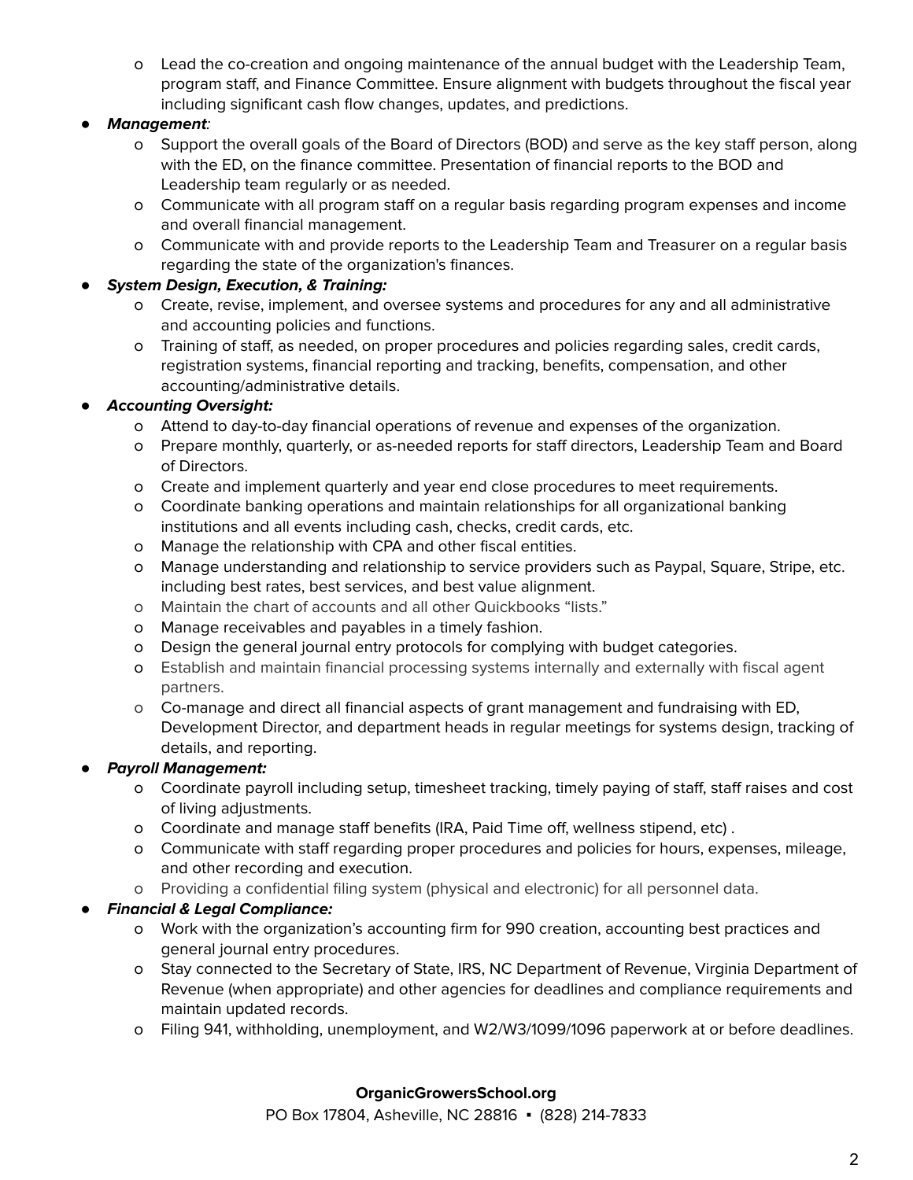- Lead the co-creation and ongoing maintenance of the annual budget with the Leadership Team, program staff, and Finance Committee. Ensure alignment with budgets throughout the fiscal year including significant cash flow changes, updates, and predictions.

- ***Management***:
  - Support the overall goals of the Board of Directors (BOD) and serve as the key staff person, along with the ED, on the finance committee. Presentation of financial reports to the BOD and Leadership team regularly or as needed.
  - Communicate with all program staff on a regular basis regarding program expenses and income and overall financial management.
  - Communicate with and provide reports to the Leadership Team and Treasurer on a regular basis regarding the state of the organization's finances.
- ***System Design, Execution, & Training:***
  - Create, revise, implement, and oversee systems and procedures for any and all administrative and accounting policies and functions.
  - Training of staff, as needed, on proper procedures and policies regarding sales, credit cards, registration systems, financial reporting and tracking, benefits, compensation, and other accounting/administrative details.
- ***Accounting Oversight:***
  - Attend to day-to-day financial operations of revenue and expenses of the organization.
  - Prepare monthly, quarterly, or as-needed reports for staff directors, Leadership Team and Board of Directors.
  - Create and implement quarterly and year end close procedures to meet requirements.
  - Coordinate banking operations and maintain relationships for all organizational banking institutions and all events including cash, checks, credit cards, etc.
  - Manage the relationship with CPA and other fiscal entities.
  - Manage understanding and relationship to service providers such as Paypal, Square, Stripe, etc. including best rates, best services, and best value alignment.
  - Maintain the chart of accounts and all other Quickbooks "lists."
  - Manage receivables and payables in a timely fashion.
  - Design the general journal entry protocols for complying with budget categories.
  - Establish and maintain financial processing systems internally and externally with fiscal agent partners.
  - Co-manage and direct all financial aspects of grant management and fundraising with ED, Development Director, and department heads in regular meetings for systems design, tracking of details, and reporting.
- ***Payroll Management:***
  - Coordinate payroll including setup, timesheet tracking, timely paying of staff, staff raises and cost of living adjustments.
  - Coordinate and manage staff benefits (IRA, Paid Time off, wellness stipend, etc) .
  - Communicate with staff regarding proper procedures and policies for hours, expenses, mileage, and other recording and execution.
  - Providing a confidential filing system (physical and electronic) for all personnel data.
- ***Financial & Legal Compliance:***
  - Work with the organization's accounting firm for 990 creation, accounting best practices and general journal entry procedures.
  - Stay connected to the Secretary of State, IRS, NC Department of Revenue, Virginia Department of Revenue (when appropriate) and other agencies for deadlines and compliance requirements and maintain updated records.
  - Filing 941, withholding, unemployment, and W2/W3/1099/1096 paperwork at or before deadlines.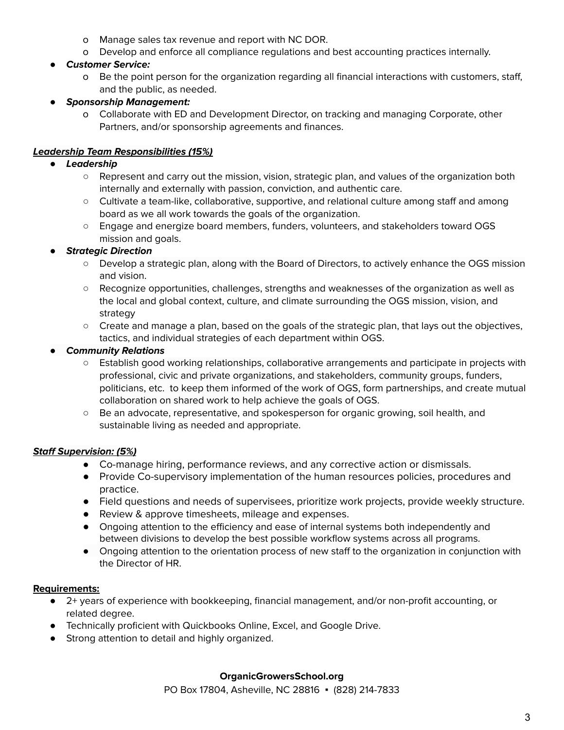- Manage sales tax revenue and report with NC DOR.
  - Develop and enforce all compliance regulations and best accounting practices internally.
- ***Customer Service:***
  - Be the point person for the organization regarding all financial interactions with customers, staff, and the public, as needed.
- ***Sponsorship Management:***
  - Collaborate with ED and Development Director, on tracking and managing Corporate, other Partners, and/or sponsorship agreements and finances.

***<u>Leadership Team Responsibilities (15%)</u>***

- ***Leadership***
  - Represent and carry out the mission, vision, strategic plan, and values of the organization both internally and externally with passion, conviction, and authentic care.
  - Cultivate a team-like, collaborative, supportive, and relational culture among staff and among board as we all work towards the goals of the organization.
  - Engage and energize board members, funders, volunteers, and stakeholders toward OGS mission and goals.
- ***Strategic Direction***
  - Develop a strategic plan, along with the Board of Directors, to actively enhance the OGS mission and vision.
  - Recognize opportunities, challenges, strengths and weaknesses of the organization as well as the local and global context, culture, and climate surrounding the OGS mission, vision, and strategy
  - Create and manage a plan, based on the goals of the strategic plan, that lays out the objectives, tactics, and individual strategies of each department within OGS.
- ***Community Relations***
  - Establish good working relationships, collaborative arrangements and participate in projects with professional, civic and private organizations, and stakeholders, community groups, funders, politicians, etc. to keep them informed of the work of OGS, form partnerships, and create mutual collaboration on shared work to help achieve the goals of OGS.
  - Be an advocate, representative, and spokesperson for organic growing, soil health, and sustainable living as needed and appropriate.

***<u>Staff Supervision: (5%)</u>***

- Co-manage hiring, performance reviews, and any corrective action or dismissals.
- Provide Co-supervisory implementation of the human resources policies, procedures and practice.
- Field questions and needs of supervisees, prioritize work projects, provide weekly structure.
- Review & approve timesheets, mileage and expenses.
- Ongoing attention to the efficiency and ease of internal systems both independently and between divisions to develop the best possible workflow systems across all programs.
- Ongoing attention to the orientation process of new staff to the organization in conjunction with the Director of HR.

**<u>Requirements:</u>**

- 2+ years of experience with bookkeeping, financial management, and/or non-profit accounting, or related degree.
- Technically proficient with Quickbooks Online, Excel, and Google Drive.
- Strong attention to detail and highly organized.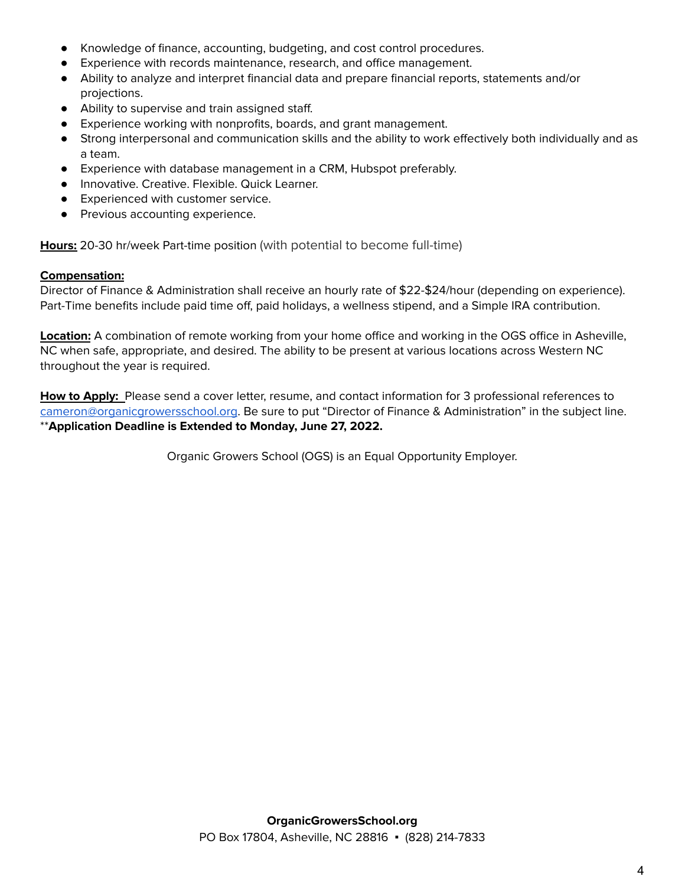- Knowledge of finance, accounting, budgeting, and cost control procedures.
- Experience with records maintenance, research, and office management.
- Ability to analyze and interpret financial data and prepare financial reports, statements and/or projections.
- Ability to supervise and train assigned staff.
- Experience working with nonprofits, boards, and grant management.
- Strong interpersonal and communication skills and the ability to work effectively both individually and as a team.
- Experience with database management in a CRM, Hubspot preferably.
- Innovative. Creative. Flexible. Quick Learner.
- Experienced with customer service.
- Previous accounting experience.

**Hours:** 20-30 hr/week Part-time position (with potential to become full-time)

**Compensation:**
Director of Finance & Administration shall receive an hourly rate of $22-$24/hour (depending on experience). Part-Time benefits include paid time off, paid holidays, a wellness stipend, and a Simple IRA contribution.

**Location:** A combination of remote working from your home office and working in the OGS office in Asheville, NC when safe, appropriate, and desired. The ability to be present at various locations across Western NC throughout the year is required.

**How to Apply:** Please send a cover letter, resume, and contact information for 3 professional references to cameron@organicgrowersschool.org. Be sure to put "Director of Finance & Administration" in the subject line.
\*\***Application Deadline is Extended to Monday, June 27, 2022.**

Organic Growers School (OGS) is an Equal Opportunity Employer.

**OrganicGrowersSchool.org**
PO Box 17804, Asheville, NC 28816 ▪ (828) 214-7833